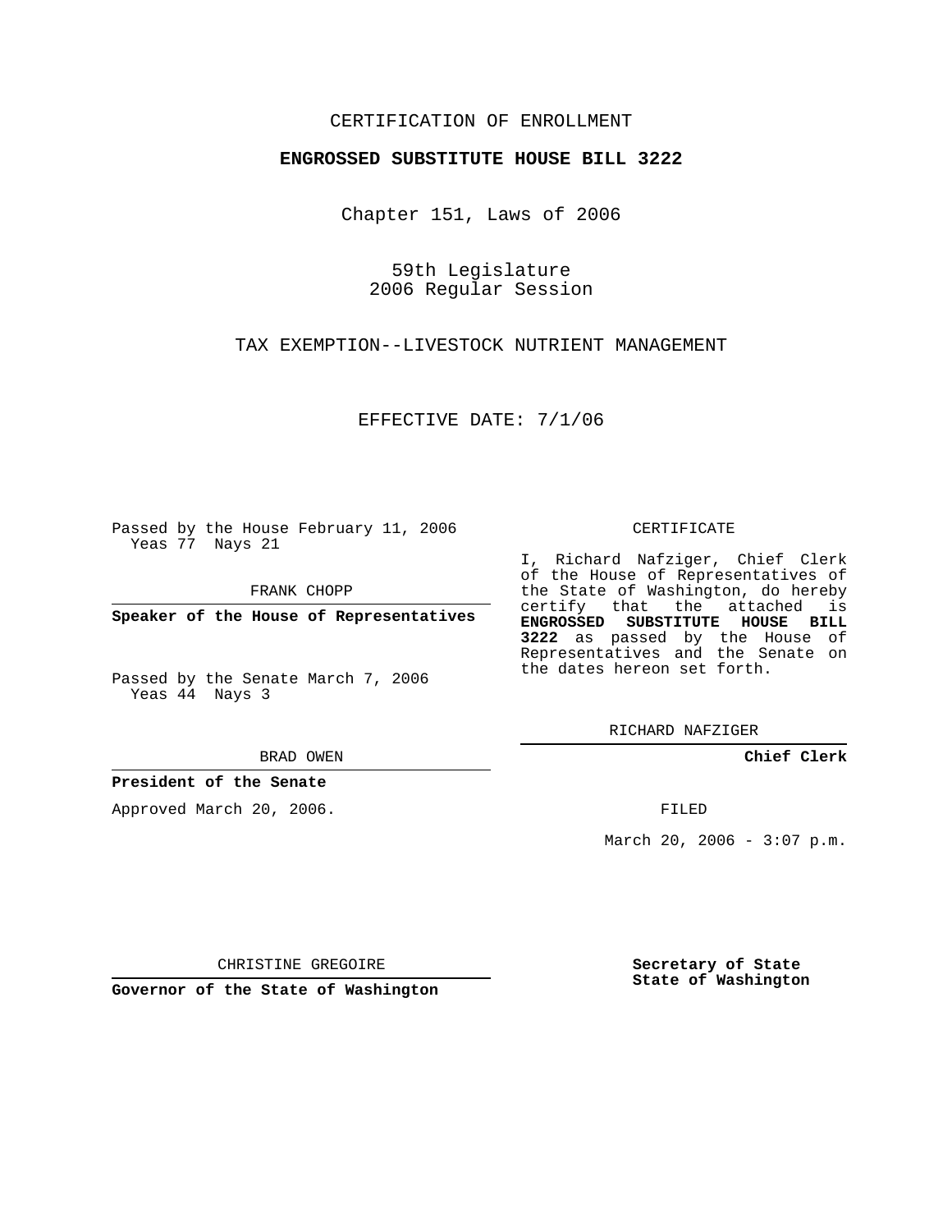CERTIFICATION OF ENROLLMENT

**ENGROSSED SUBSTITUTE HOUSE BILL 3222**

Chapter 151, Laws of 2006

59th Legislature
2006 Regular Session

TAX EXEMPTION--LIVESTOCK NUTRIENT MANAGEMENT

EFFECTIVE DATE: 7/1/06

Passed by the House February 11, 2006
Yeas 77 Nays 21

FRANK CHOPP

**Speaker of the House of Representatives**

Passed by the Senate March 7, 2006
Yeas 44 Nays 3

BRAD OWEN

**President of the Senate**

Approved March 20, 2006.

CHRISTINE GREGOIRE

**Governor of the State of Washington**

CERTIFICATE

I, Richard Nafziger, Chief Clerk of the House of Representatives of the State of Washington, do hereby certify that the attached is **ENGROSSED SUBSTITUTE HOUSE BILL 3222** as passed by the House of Representatives and the Senate on the dates hereon set forth.

RICHARD NAFZIGER

**Chief Clerk**

FILED

March 20, 2006 - 3:07 p.m.

**Secretary of State**
**State of Washington**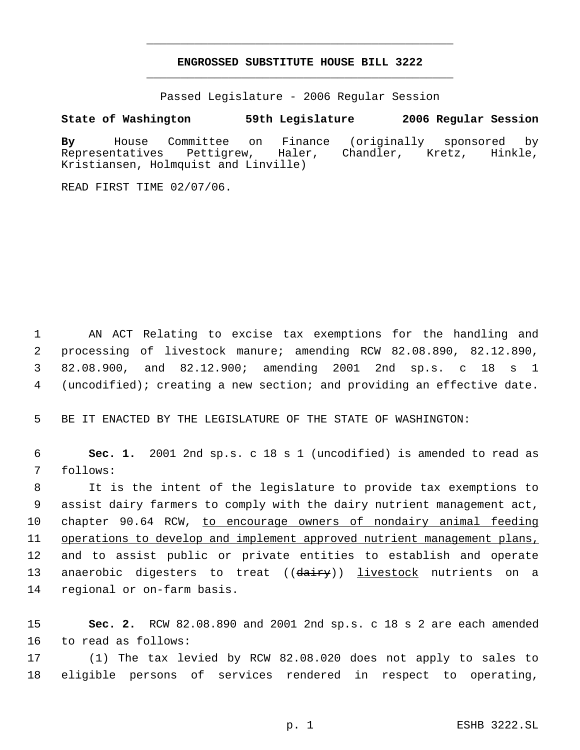# ENGROSSED SUBSTITUTE HOUSE BILL 3222

Passed Legislature - 2006 Regular Session

**State of Washington 59th Legislature 2006 Regular Session**

**By** House Committee on Finance (originally sponsored by Representatives Pettigrew, Haler, Chandler, Kretz, Hinkle, Kristiansen, Holmquist and Linville)

READ FIRST TIME 02/07/06.

AN ACT Relating to excise tax exemptions for the handling and processing of livestock manure; amending RCW 82.08.890, 82.12.890, 82.08.900, and 82.12.900; amending 2001 2nd sp.s. c 18 s 1 (uncodified); creating a new section; and providing an effective date.

BE IT ENACTED BY THE LEGISLATURE OF THE STATE OF WASHINGTON:

**Sec. 1.** 2001 2nd sp.s. c 18 s 1 (uncodified) is amended to read as follows:

It is the intent of the legislature to provide tax exemptions to assist dairy farmers to comply with the dairy nutrient management act, chapter 90.64 RCW, <u>to encourage owners of nondairy animal feeding operations to develop and implement approved nutrient management plans,</u> and to assist public or private entities to establish and operate anaerobic digesters to treat ((~~dairy~~)) <u>livestock</u> nutrients on a regional or on-farm basis.

**Sec. 2.** RCW 82.08.890 and 2001 2nd sp.s. c 18 s 2 are each amended to read as follows:

(1) The tax levied by RCW 82.08.020 does not apply to sales to eligible persons of services rendered in respect to operating,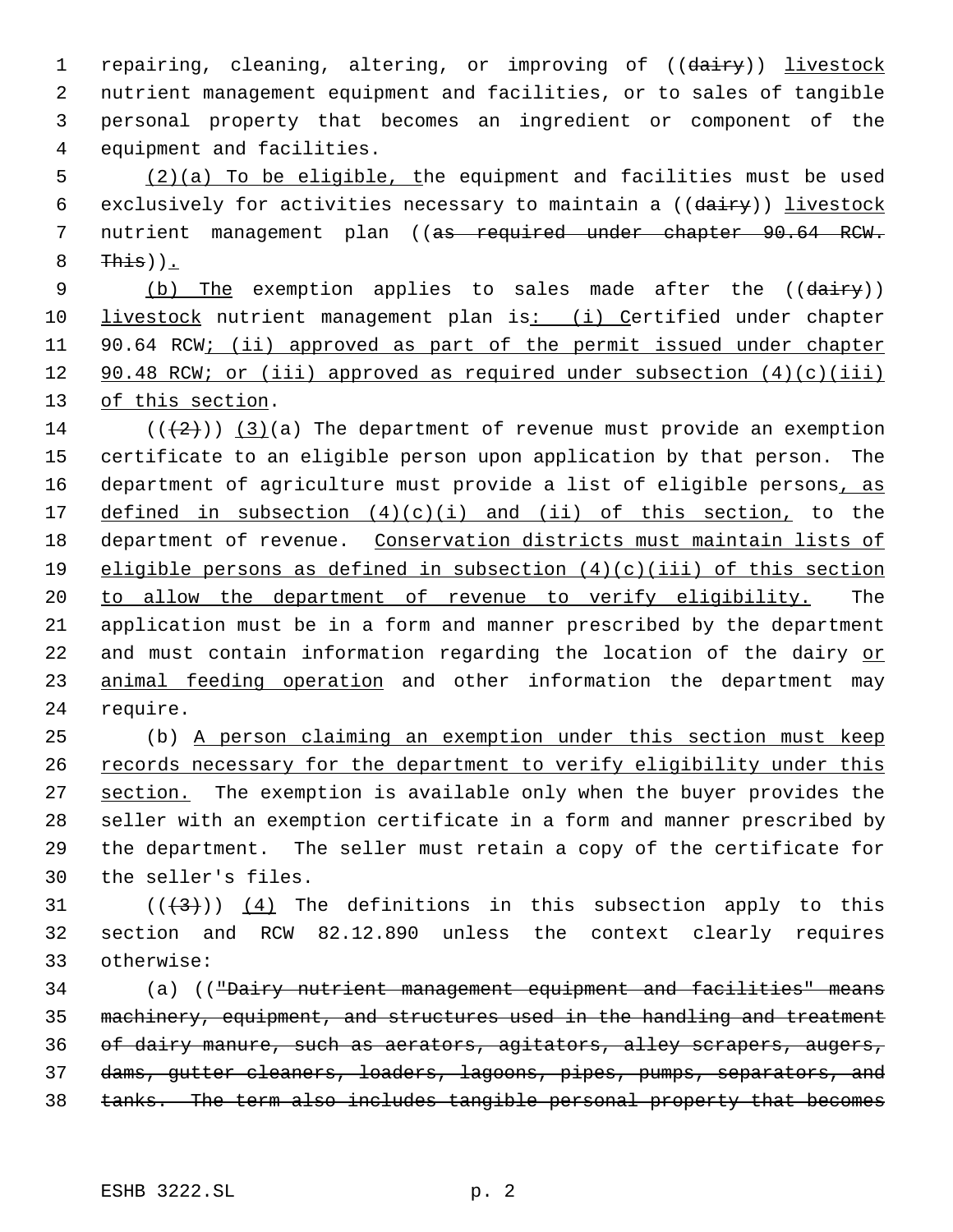repairing, cleaning, altering, or improving of ((~~dairy~~)) livestock nutrient management equipment and facilities, or to sales of tangible personal property that becomes an ingredient or component of the equipment and facilities.

(2)(a) To be eligible, the equipment and facilities must be used exclusively for activities necessary to maintain a ((~~dairy~~)) livestock nutrient management plan ((~~as required under chapter 90.64 RCW. This~~)).

(b) The exemption applies to sales made after the ((~~dairy~~)) livestock nutrient management plan is: (i) Certified under chapter 90.64 RCW; (ii) approved as part of the permit issued under chapter 90.48 RCW; or (iii) approved as required under subsection (4)(c)(iii) of this section.

((~~(2)~~)) (3)(a) The department of revenue must provide an exemption certificate to an eligible person upon application by that person. The department of agriculture must provide a list of eligible persons, as defined in subsection (4)(c)(i) and (ii) of this section, to the department of revenue. Conservation districts must maintain lists of eligible persons as defined in subsection (4)(c)(iii) of this section to allow the department of revenue to verify eligibility. The application must be in a form and manner prescribed by the department and must contain information regarding the location of the dairy or animal feeding operation and other information the department may require.

(b) A person claiming an exemption under this section must keep records necessary for the department to verify eligibility under this section. The exemption is available only when the buyer provides the seller with an exemption certificate in a form and manner prescribed by the department. The seller must retain a copy of the certificate for the seller's files.

((~~(3)~~)) (4) The definitions in this subsection apply to this section and RCW 82.12.890 unless the context clearly requires otherwise:

(a) ((~~"Dairy nutrient management equipment and facilities" means machinery, equipment, and structures used in the handling and treatment of dairy manure, such as aerators, agitators, alley scrapers, augers, dams, gutter cleaners, loaders, lagoons, pipes, pumps, separators, and tanks. The term also includes tangible personal property that becomes~~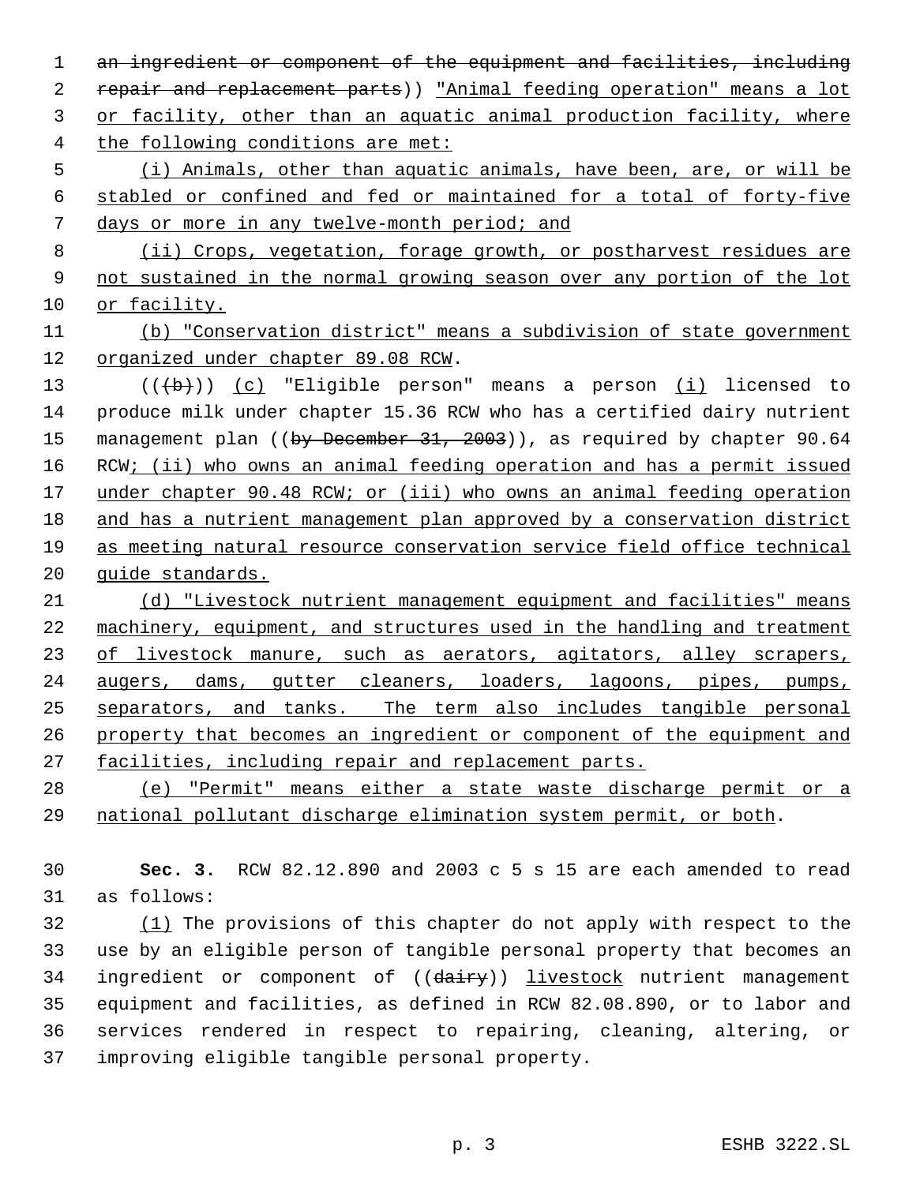an ingredient or component of the equipment and facilities, including repair and replacement parts)) "Animal feeding operation" means a lot or facility, other than an aquatic animal production facility, where the following conditions are met:

(i) Animals, other than aquatic animals, have been, are, or will be stabled or confined and fed or maintained for a total of forty-five days or more in any twelve-month period; and

(ii) Crops, vegetation, forage growth, or postharvest residues are not sustained in the normal growing season over any portion of the lot or facility.

(b) "Conservation district" means a subdivision of state government organized under chapter 89.08 RCW.

(((b))) (c) "Eligible person" means a person (i) licensed to produce milk under chapter 15.36 RCW who has a certified dairy nutrient management plan ((by December 31, 2003)), as required by chapter 90.64 RCW; (ii) who owns an animal feeding operation and has a permit issued under chapter 90.48 RCW; or (iii) who owns an animal feeding operation and has a nutrient management plan approved by a conservation district as meeting natural resource conservation service field office technical guide standards.

(d) "Livestock nutrient management equipment and facilities" means machinery, equipment, and structures used in the handling and treatment of livestock manure, such as aerators, agitators, alley scrapers, augers, dams, gutter cleaners, loaders, lagoons, pipes, pumps, separators, and tanks. The term also includes tangible personal property that becomes an ingredient or component of the equipment and facilities, including repair and replacement parts.

(e) "Permit" means either a state waste discharge permit or a national pollutant discharge elimination system permit, or both.

**Sec. 3.** RCW 82.12.890 and 2003 c 5 s 15 are each amended to read as follows:

(1) The provisions of this chapter do not apply with respect to the use by an eligible person of tangible personal property that becomes an ingredient or component of ((dairy)) livestock nutrient management equipment and facilities, as defined in RCW 82.08.890, or to labor and services rendered in respect to repairing, cleaning, altering, or improving eligible tangible personal property.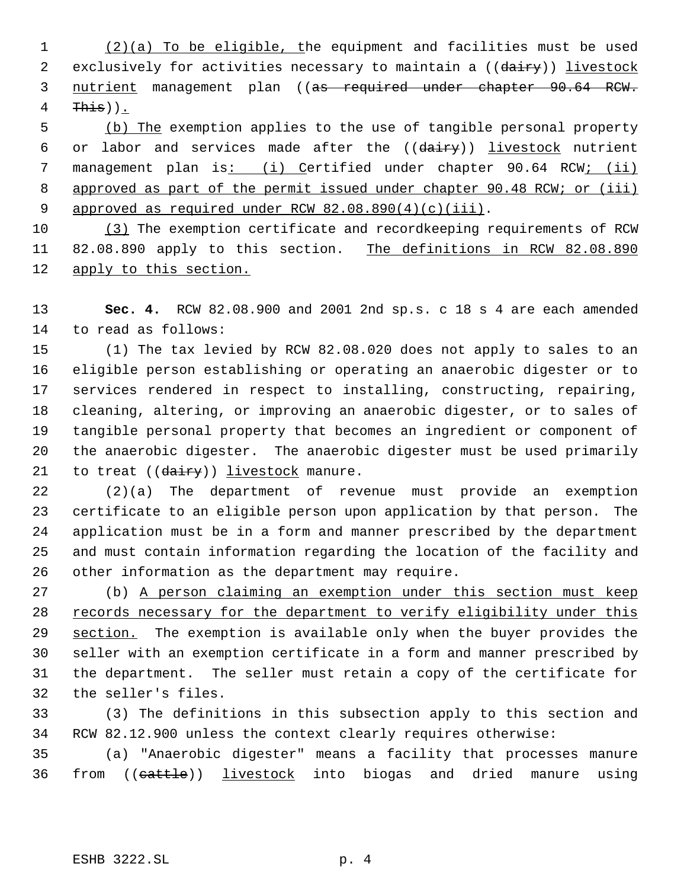(2)(a) To be eligible, the equipment and facilities must be used exclusively for activities necessary to maintain a ((dairy)) livestock nutrient management plan ((as required under chapter 90.64 RCW. This)).

(b) The exemption applies to the use of tangible personal property or labor and services made after the ((dairy)) livestock nutrient management plan is: (i) Certified under chapter 90.64 RCW; (ii) approved as part of the permit issued under chapter 90.48 RCW; or (iii) approved as required under RCW 82.08.890(4)(c)(iii).

(3) The exemption certificate and recordkeeping requirements of RCW 82.08.890 apply to this section. The definitions in RCW 82.08.890 apply to this section.

**Sec. 4.** RCW 82.08.900 and 2001 2nd sp.s. c 18 s 4 are each amended to read as follows:

(1) The tax levied by RCW 82.08.020 does not apply to sales to an eligible person establishing or operating an anaerobic digester or to services rendered in respect to installing, constructing, repairing, cleaning, altering, or improving an anaerobic digester, or to sales of tangible personal property that becomes an ingredient or component of the anaerobic digester. The anaerobic digester must be used primarily to treat ((dairy)) livestock manure.

(2)(a) The department of revenue must provide an exemption certificate to an eligible person upon application by that person. The application must be in a form and manner prescribed by the department and must contain information regarding the location of the facility and other information as the department may require.

(b) A person claiming an exemption under this section must keep records necessary for the department to verify eligibility under this section. The exemption is available only when the buyer provides the seller with an exemption certificate in a form and manner prescribed by the department. The seller must retain a copy of the certificate for the seller's files.

(3) The definitions in this subsection apply to this section and RCW 82.12.900 unless the context clearly requires otherwise:

(a) "Anaerobic digester" means a facility that processes manure from ((cattle)) livestock into biogas and dried manure using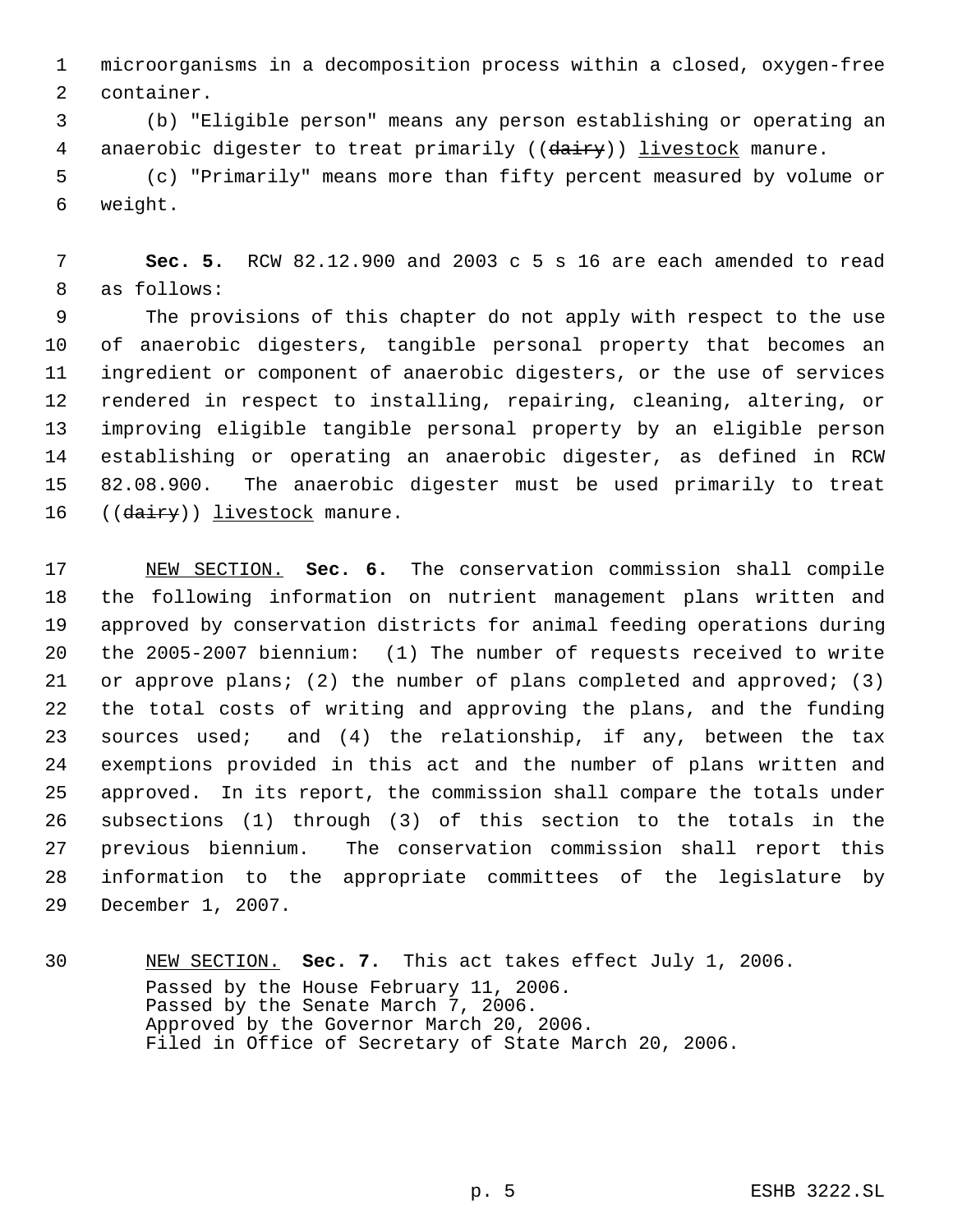microorganisms in a decomposition process within a closed, oxygen-free container.

(b) "Eligible person" means any person establishing or operating an anaerobic digester to treat primarily ((~~dairy~~)) <u>livestock</u> manure.

(c) "Primarily" means more than fifty percent measured by volume or weight.

**Sec. 5.** RCW 82.12.900 and 2003 c 5 s 16 are each amended to read as follows:

The provisions of this chapter do not apply with respect to the use of anaerobic digesters, tangible personal property that becomes an ingredient or component of anaerobic digesters, or the use of services rendered in respect to installing, repairing, cleaning, altering, or improving eligible tangible personal property by an eligible person establishing or operating an anaerobic digester, as defined in RCW 82.08.900. The anaerobic digester must be used primarily to treat ((~~dairy~~)) <u>livestock</u> manure.

<u>NEW SECTION.</u> **Sec. 6.** The conservation commission shall compile the following information on nutrient management plans written and approved by conservation districts for animal feeding operations during the 2005-2007 biennium: (1) The number of requests received to write or approve plans; (2) the number of plans completed and approved; (3) the total costs of writing and approving the plans, and the funding sources used; and (4) the relationship, if any, between the tax exemptions provided in this act and the number of plans written and approved. In its report, the commission shall compare the totals under subsections (1) through (3) of this section to the totals in the previous biennium. The conservation commission shall report this information to the appropriate committees of the legislature by December 1, 2007.

<u>NEW SECTION.</u> **Sec. 7.** This act takes effect July 1, 2006.

Passed by the House February 11, 2006.
Passed by the Senate March 7, 2006.
Approved by the Governor March 20, 2006.
Filed in Office of Secretary of State March 20, 2006.